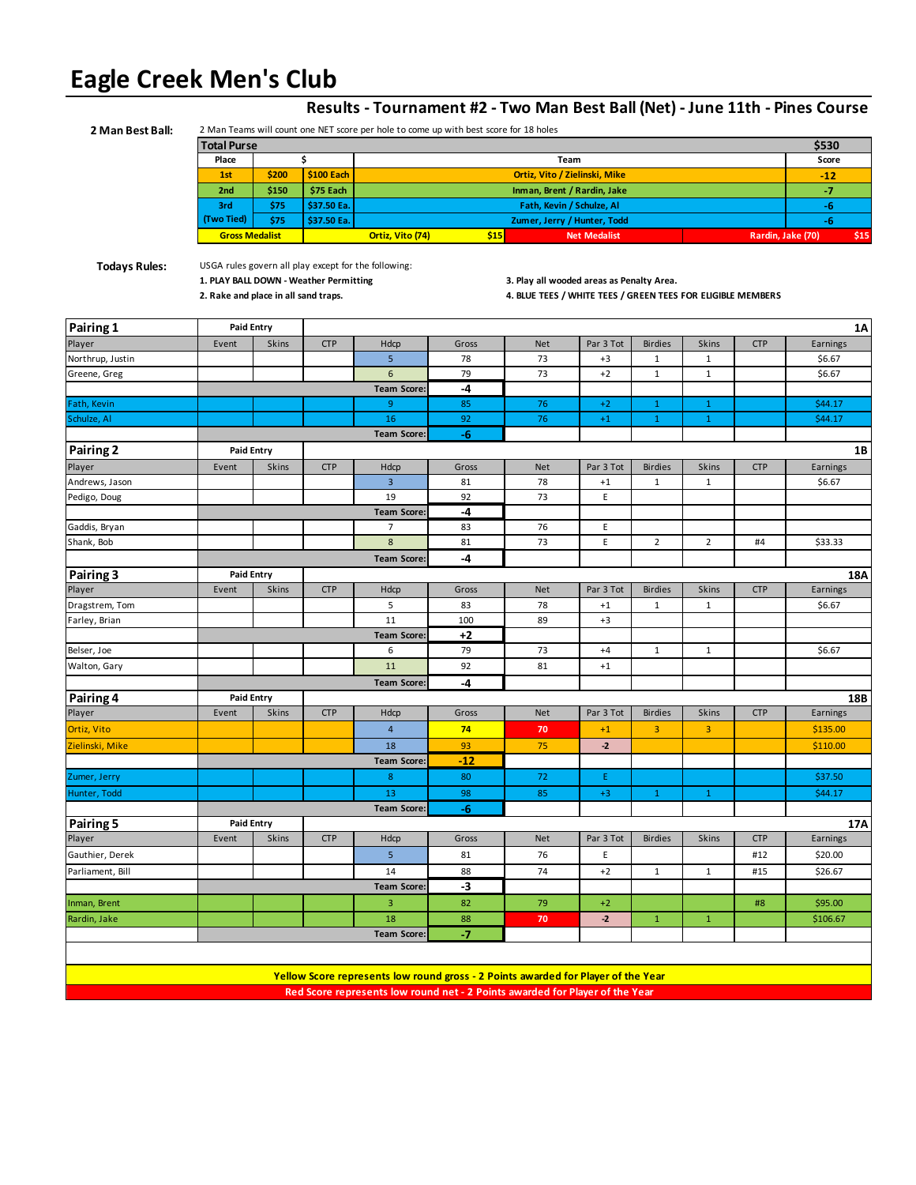# Eagle Creek Men's Club

## Results - Tournament #2 - Two Man Best Ball (Net) - June 11th - Pines Course

**2 Man Best Ball:** 2 Man Teams will count one NET score per hole to come up with best score for 18 holes

| Total Purse | | | | $530 |
|---|---|---|---|---|
| Place | $ | | Team | Score |
| 1st | $200 | $100 Each | Ortiz, Vito / Zielinski, Mike | -12 |
| 2nd | $150 | $75 Each | Inman, Brent / Rardin, Jake | -7 |
| 3rd | $75 | $37.50 Ea. | Fath, Kevin / Schulze, Al | -6 |
| (Two Tied) | $75 | $37.50 Ea. | Zumer, Jerry / Hunter, Todd | -6 |
| Gross Medalist | | Ortiz, Vito (74) $15 | Net Medalist | Rardin, Jake (70) $15 |

**Todays Rules:** USGA rules govern all play except for the following:

1. **PLAY BALL DOWN - Weather Permitting**
2. **Rake and place in all sand traps.**
3. **Play all wooded areas as Penalty Area.**
4. **BLUE TEES / WHITE TEES / GREEN TEES FOR ELIGIBLE MEMBERS**

### Pairing 1 — 1A

| Player | Event | Skins | CTP | Hdcp | Gross | Net | Par 3 Tot | Birdies | Skins | CTP | Earnings |
|---|---|---|---|---|---|---|---|---|---|---|---|
| Northrup, Justin | | | | 5 | 78 | 73 | +3 | 1 | 1 | | $6.67 |
| Greene, Greg | | | | 6 | 79 | 73 | +2 | 1 | 1 | | $6.67 |
| | | | | Team Score: | -4 | | | | | | |
| Fath, Kevin | | | | 9 | 85 | 76 | +2 | 1 | 1 | | $44.17 |
| Schulze, Al | | | | 16 | 92 | 76 | +1 | 1 | 1 | | $44.17 |
| | | | | Team Score: | -6 | | | | | | |

### Pairing 2 — 1B

| Player | Event | Skins | CTP | Hdcp | Gross | Net | Par 3 Tot | Birdies | Skins | CTP | Earnings |
|---|---|---|---|---|---|---|---|---|---|---|---|
| Andrews, Jason | | | | 3 | 81 | 78 | +1 | 1 | 1 | | $6.67 |
| Pedigo, Doug | | | | 19 | 92 | 73 | E | | | | |
| | | | | Team Score: | -4 | | | | | | |
| Gaddis, Bryan | | | | 7 | 83 | 76 | E | | | | |
| Shank, Bob | | | | 8 | 81 | 73 | E | 2 | 2 | #4 | $33.33 |
| | | | | Team Score: | -4 | | | | | | |

### Pairing 3 — 18A

| Player | Event | Skins | CTP | Hdcp | Gross | Net | Par 3 Tot | Birdies | Skins | CTP | Earnings |
|---|---|---|---|---|---|---|---|---|---|---|---|
| Dragstrem, Tom | | | | 5 | 83 | 78 | +1 | 1 | 1 | | $6.67 |
| Farley, Brian | | | | 11 | 100 | 89 | +3 | | | | |
| | | | | Team Score: | +2 | | | | | | |
| Belser, Joe | | | | 6 | 79 | 73 | +4 | 1 | 1 | | $6.67 |
| Walton, Gary | | | | 11 | 92 | 81 | +1 | | | | |
| | | | | Team Score: | -4 | | | | | | |

### Pairing 4 — 18B

| Player | Event | Skins | CTP | Hdcp | Gross | Net | Par 3 Tot | Birdies | Skins | CTP | Earnings |
|---|---|---|---|---|---|---|---|---|---|---|---|
| Ortiz, Vito | | | | 4 | 74 | 70 | +1 | 3 | 3 | | $135.00 |
| Zielinski, Mike | | | | 18 | 93 | 75 | -2 | | | | $110.00 |
| | | | | Team Score: | -12 | | | | | | |
| Zumer, Jerry | | | | 8 | 80 | 72 | E | | | | $37.50 |
| Hunter, Todd | | | | 13 | 98 | 85 | +3 | 1 | 1 | | $44.17 |
| | | | | Team Score: | -6 | | | | | | |

### Pairing 5 — 17A

| Player | Event | Skins | CTP | Hdcp | Gross | Net | Par 3 Tot | Birdies | Skins | CTP | Earnings |
|---|---|---|---|---|---|---|---|---|---|---|---|
| Gauthier, Derek | | | | 5 | 81 | 76 | E | | | #12 | $20.00 |
| Parliament, Bill | | | | 14 | 88 | 74 | +2 | 1 | 1 | #15 | $26.67 |
| | | | | Team Score: | -3 | | | | | | |
| Inman, Brent | | | | 3 | 82 | 79 | +2 | | | #8 | $95.00 |
| Rardin, Jake | | | | 18 | 88 | 70 | -2 | 1 | 1 | | $106.67 |
| | | | | Team Score: | -7 | | | | | | |

**Yellow Score represents low round gross - 2 Points awarded for Player of the Year**

**Red Score represents low round net - 2 Points awarded for Player of the Year**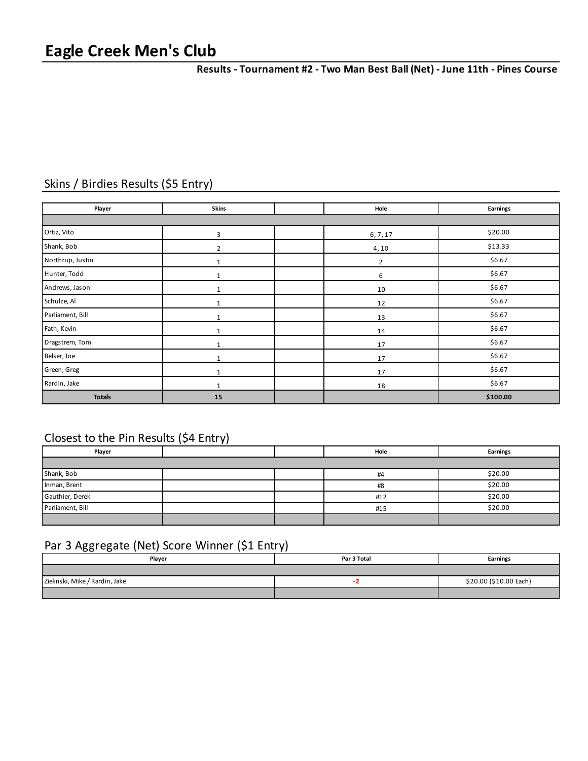# Eagle Creek Men's Club

**Results - Tournament #2 - Two Man Best Ball (Net) - June 11th - Pines Course**

## Skins / Birdies Results ($5 Entry)

| Player | Skins | | Hole | Earnings |
|---|---|---|---|---|
| | | | | |
| Ortiz, Vito | 3 | | 6, 7, 17 | $20.00 |
| Shank, Bob | 2 | | 4, 10 | $13.33 |
| Northrup, Justin | 1 | | 2 | $6.67 |
| Hunter, Todd | 1 | | 6 | $6.67 |
| Andrews, Jason | 1 | | 10 | $6.67 |
| Schulze, Al | 1 | | 12 | $6.67 |
| Parliament, Bill | 1 | | 13 | $6.67 |
| Fath, Kevin | 1 | | 14 | $6.67 |
| Dragstrem, Tom | 1 | | 17 | $6.67 |
| Belser, Joe | 1 | | 17 | $6.67 |
| Green, Greg | 1 | | 17 | $6.67 |
| Rardin, Jake | 1 | | 18 | $6.67 |
| **Totals** | **15** | | | **$100.00** |

## Closest to the Pin Results ($4 Entry)

| Player | | | Hole | Earnings |
|---|---|---|---|---|
| | | | | |
| Shank, Bob | | | #4 | $20.00 |
| Inman, Brent | | | #8 | $20.00 |
| Gauthier, Derek | | | #12 | $20.00 |
| Parliament, Bill | | | #15 | $20.00 |
| | | | | |

## Par 3 Aggregate (Net) Score Winner ($1 Entry)

| Player | Par 3 Total | Earnings |
|---|---|---|
| | | |
| Zielinski, Mike / Rardin, Jake | -2 | $20.00 ($10.00 Each) |
| | | |